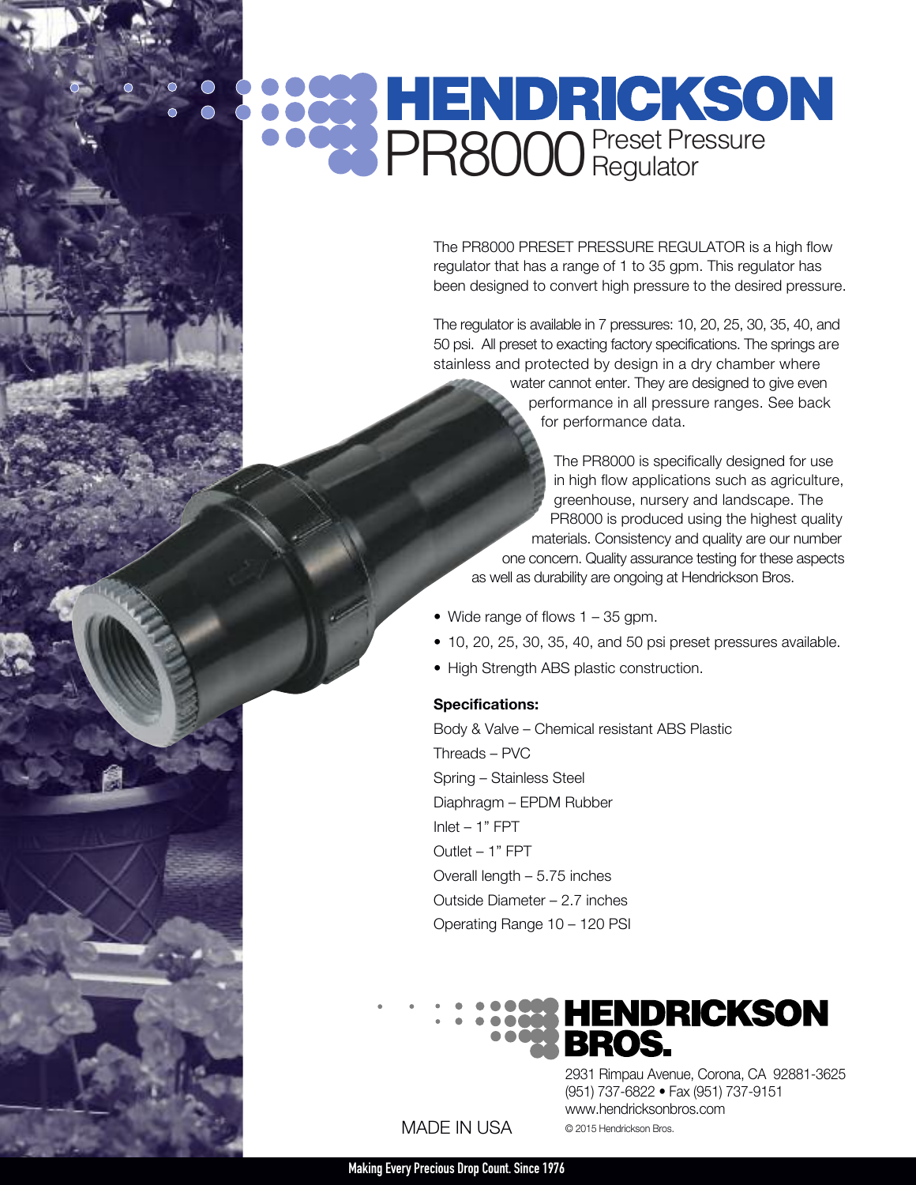# HENDRICKSON

## PR8000 Preset Pressure Regulator

The PR8000 PRESET PRESSURE REGULATOR is a high flow regulator that has a range of 1 to 35 gpm. This regulator has been designed to convert high pressure to the desired pressure.

The regulator is available in 7 pressures: 10, 20, 25, 30, 35, 40, and 50 psi. All preset to exacting factory specifications. The springs are stainless and protected by design in a dry chamber where water cannot enter. They are designed to give even performance in all pressure ranges. See back for performance data.

The PR8000 is specifically designed for use in high flow applications such as agriculture, greenhouse, nursery and landscape. The PR8000 is produced using the highest quality materials. Consistency and quality are our number one concern. Quality assurance testing for these aspects as well as durability are ongoing at Hendrickson Bros.

- Wide range of flows 1 – 35 gpm.
- 10, 20, 25, 30, 35, 40, and 50 psi preset pressures available.
- High Strength ABS plastic construction.

**Specifications:**

Body & Valve – Chemical resistant ABS Plastic
Threads – PVC
Spring – Stainless Steel
Diaphragm – EPDM Rubber
Inlet – 1" FPT
Outlet – 1" FPT
Overall length – 5.75 inches
Outside Diameter – 2.7 inches
Operating Range 10 – 120 PSI

**HENDRICKSON BROS.**

2931 Rimpau Avenue, Corona, CA 92881-3625
(951) 737-6822 • Fax (951) 737-9151
www.hendricksonbros.com

MADE IN USA

© 2015 Hendrickson Bros.

Making Every Precious Drop Count. Since 1976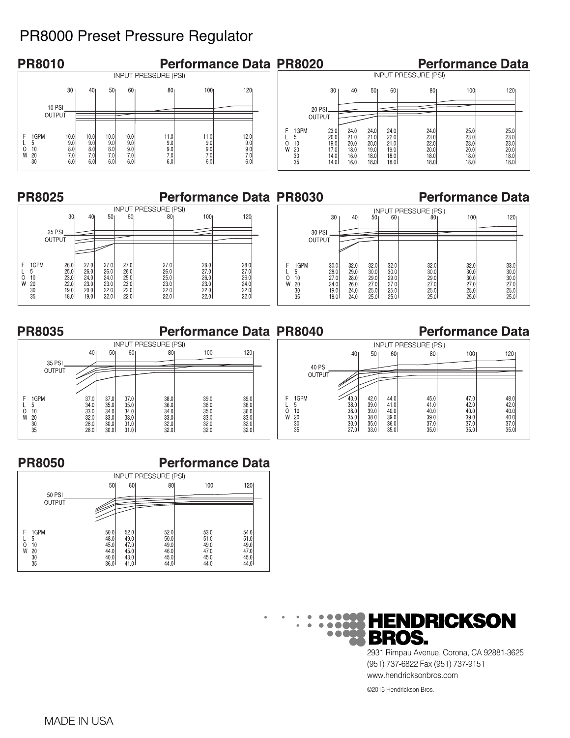# PR8000 Preset Pressure Regulator

## PR8010 Performance Data

INPUT PRESSURE (PSI)

10 PSI OUTPUT

| FLOW | 30 | 40 | 50 | 60 | 80 | 100 | 120 |
|---|---|---|---|---|---|---|---|
| 1GPM | 10.0 | 10.0 | 10.0 | 10.0 | 11.0 | 11.0 | 12.0 |
| 5 | 9.0 | 9.0 | 9.0 | 9.0 | 9.0 | 9.0 | 9.0 |
| 10 | 8.0 | 8.0 | 8.0 | 9.0 | 9.0 | 9.0 | 9.0 |
| 20 | 7.0 | 7.0 | 7.0 | 7.0 | 7.0 | 7.0 | 7.0 |
| 30 | 6.0 | 6.0 | 6.0 | 6.0 | 6.0 | 6.0 | 6.0 |

## PR8020 Performance Data

INPUT PRESSURE (PSI)

20 PSI OUTPUT

| FLOW | 30 | 40 | 50 | 60 | 80 | 100 | 120 |
|---|---|---|---|---|---|---|---|
| 1GPM | 23.0 | 24.0 | 24.0 | 24.0 | 24.0 | 25.0 | 25.0 |
| 5 | 20.0 | 21.0 | 21.0 | 22.0 | 23.0 | 23.0 | 23.0 |
| 10 | 19.0 | 20.0 | 20.0 | 21.0 | 22.0 | 23.0 | 23.0 |
| 20 | 17.0 | 18.0 | 19.0 | 19.0 | 20.0 | 20.0 | 20.0 |
| 30 | 14.0 | 16.0 | 18.0 | 18.0 | 18.0 | 18.0 | 18.0 |
| 35 | 14.0 | 16.0 | 18.0 | 18.0 | 18.0 | 18.0 | 18.0 |

## PR8025 Performance Data

INPUT PRESSURE (PSI)

25 PSI OUTPUT

| FLOW | 30 | 40 | 50 | 60 | 80 | 100 | 120 |
|---|---|---|---|---|---|---|---|
| 1GPM | 26.0 | 27.0 | 27.0 | 27.0 | 27.0 | 28.0 | 28.0 |
| 5 | 25.0 | 26.0 | 26.0 | 26.0 | 26.0 | 27.0 | 27.0 |
| 10 | 23.0 | 24.0 | 24.0 | 25.0 | 25.0 | 26.0 | 26.0 |
| 20 | 22.0 | 23.0 | 23.0 | 23.0 | 23.0 | 23.0 | 24.0 |
| 30 | 19.0 | 20.0 | 22.0 | 22.0 | 22.0 | 22.0 | 22.0 |
| 35 | 18.0 | 19.0 | 22.0 | 22.0 | 22.0 | 22.0 | 22.0 |

## PR8030 Performance Data

INPUT PRESSURE (PSI)

30 PSI OUTPUT

| FLOW | 30 | 40 | 50 | 60 | 80 | 100 | 120 |
|---|---|---|---|---|---|---|---|
| 1GPM | 30.0 | 32.0 | 32.0 | 32.0 | 32.0 | 32.0 | 33.0 |
| 5 | 28.0 | 29.0 | 30.0 | 30.0 | 30.0 | 30.0 | 30.0 |
| 10 | 27.0 | 28.0 | 29.0 | 29.0 | 29.0 | 30.0 | 30.0 |
| 20 | 24.0 | 26.0 | 27.0 | 27.0 | 27.0 | 27.0 | 27.0 |
| 30 | 19.0 | 24.0 | 25.0 | 25.0 | 25.0 | 25.0 | 25.0 |
| 35 | 18.0 | 24.0 | 25.0 | 25.0 | 25.0 | 25.0 | 25.0 |

## PR8035 Performance Data

INPUT PRESSURE (PSI)

35 PSI OUTPUT

| FLOW | 40 | 50 | 60 | 80 | 100 | 120 |
|---|---|---|---|---|---|---|
| 1GPM | 37.0 | 37.0 | 37.0 | 38.0 | 39.0 | 39.0 |
| 5 | 34.0 | 35.0 | 35.0 | 36.0 | 36.0 | 36.0 |
| 10 | 33.0 | 34.0 | 34.0 | 34.0 | 35.0 | 36.0 |
| 20 | 32.0 | 33.0 | 33.0 | 33.0 | 33.0 | 33.0 |
| 30 | 28.0 | 30.0 | 31.0 | 32.0 | 32.0 | 32.0 |
| 35 | 28.0 | 30.0 | 31.0 | 32.0 | 32.0 | 32.0 |

## PR8040 Performance Data

INPUT PRESSURE (PSI)

40 PSI OUTPUT

| FLOW | 40 | 50 | 60 | 80 | 100 | 120 |
|---|---|---|---|---|---|---|
| 1GPM | 40.0 | 42.0 | 44.0 | 45.0 | 47.0 | 48.0 |
| 5 | 38.0 | 39.0 | 41.0 | 41.0 | 42.0 | 42.0 |
| 10 | 38.0 | 39.0 | 40.0 | 40.0 | 40.0 | 40.0 |
| 20 | 35.0 | 38.0 | 39.0 | 39.0 | 39.0 | 40.0 |
| 30 | 30.0 | 35.0 | 36.0 | 37.0 | 37.0 | 37.0 |
| 35 | 27.0 | 33.0 | 35.0 | 35.0 | 35.0 | 35.0 |

## PR8050 Performance Data

INPUT PRESSURE (PSI)

50 PSI OUTPUT

| FLOW | 50 | 60 | 80 | 100 | 120 |
|---|---|---|---|---|---|
| 1GPM | 50.0 | 52.0 | 52.0 | 53.0 | 54.0 |
| 5 | 48.0 | 49.0 | 50.0 | 51.0 | 51.0 |
| 10 | 45.0 | 47.0 | 49.0 | 49.0 | 49.0 |
| 20 | 44.0 | 45.0 | 46.0 | 47.0 | 47.0 |
| 30 | 40.0 | 43.0 | 45.0 | 45.0 | 45.0 |
| 35 | 36.0 | 41.0 | 44.0 | 44.0 | 44.0 |

**HENDRICKSON BROS.**

2931 Rimpau Avenue, Corona, CA 92881-3625
(951) 737-6822 Fax (951) 737-9151
www.hendricksonbros.com

©2015 Hendrickson Bros.

MADE IN USA